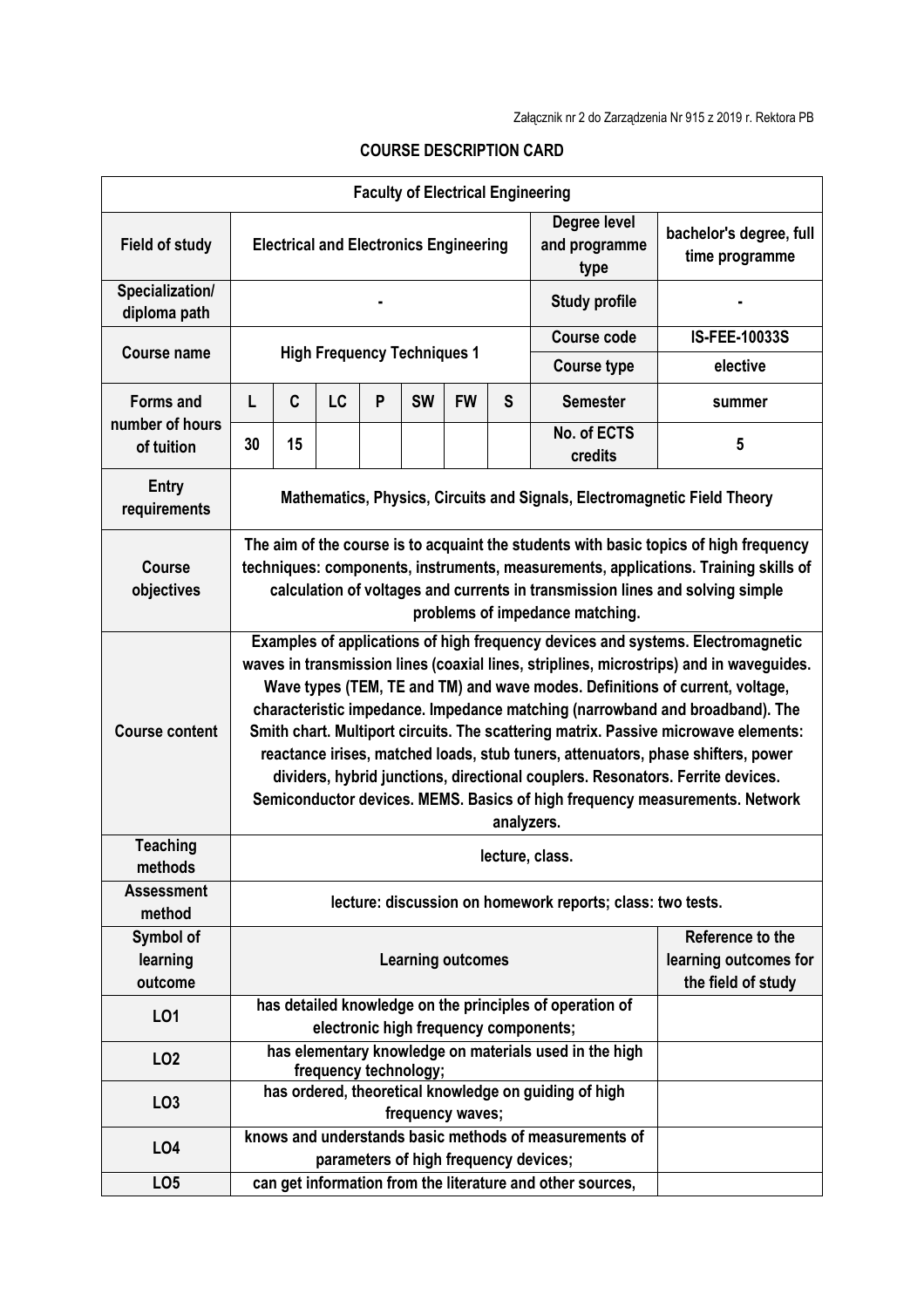Załącznik nr 2 do Zarządzenia Nr 915 z 2019 r. Rektora PB

## COURSE DESCRIPTION CARD

| **Faculty of Electrical Engineering** | | | | | | | | | |
|---|---|---|---|---|---|---|---|---|---|
| **Field of study** | **Electrical and Electronics Engineering** | | | | | | | **Degree level and programme type** | **bachelor's degree, full time programme** |
| **Specialization/ diploma path** | **-** | | | | | | | **Study profile** | **-** |
| **Course name** | **High Frequency Techniques 1** | | | | | | | **Course code** | **IS-FEE-10033S** |
| | | | | | | | | **Course type** | **elective** |
| **Forms and number of hours of tuition** | **L** | **C** | **LC** | **P** | **SW** | **FW** | **S** | **Semester** | **summer** |
| | **30** | **15** | | | | | | **No. of ECTS credits** | **5** |
| **Entry requirements** | **Mathematics, Physics, Circuits and Signals, Electromagnetic Field Theory** | | | | | | | | |
| **Course objectives** | **The aim of the course is to acquaint the students with basic topics of high frequency techniques: components, instruments, measurements, applications. Training skills of calculation of voltages and currents in transmission lines and solving simple problems of impedance matching.** | | | | | | | | |
| **Course content** | **Examples of applications of high frequency devices and systems. Electromagnetic waves in transmission lines (coaxial lines, striplines, microstrips) and in waveguides. Wave types (TEM, TE and TM) and wave modes. Definitions of current, voltage, characteristic impedance. Impedance matching (narrowband and broadband). The Smith chart. Multiport circuits. The scattering matrix. Passive microwave elements: reactance irises, matched loads, stub tuners, attenuators, phase shifters, power dividers, hybrid junctions, directional couplers. Resonators. Ferrite devices. Semiconductor devices. MEMS. Basics of high frequency measurements. Network analyzers.** | | | | | | | | |
| **Teaching methods** | **lecture, class.** | | | | | | | | |
| **Assessment method** | **lecture: discussion on homework reports; class: two tests.** | | | | | | | | |
| **Symbol of learning outcome** | **Learning outcomes** | | | | | | | | **Reference to the learning outcomes for the field of study** |
| **LO1** | **has detailed knowledge on the principles of operation of electronic high frequency components;** | | | | | | | | |
| **LO2** | **has elementary knowledge on materials used in the high frequency technology;** | | | | | | | | |
| **LO3** | **has ordered, theoretical knowledge on guiding of high frequency waves;** | | | | | | | | |
| **LO4** | **knows and understands basic methods of measurements of parameters of high frequency devices;** | | | | | | | | |
| **LO5** | **can get information from the literature and other sources,** | | | | | | | | |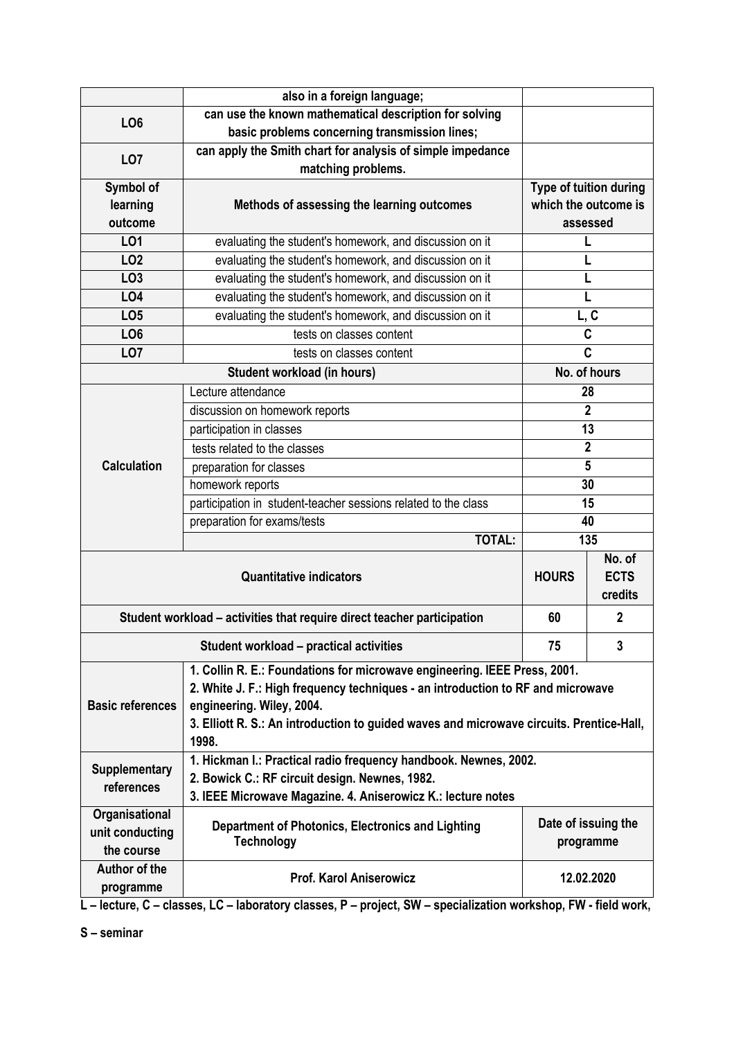| | | | |
|---|---|---|---|
| | **also in a foreign language;** | | |
| **LO6** | **can use the known mathematical description for solving basic problems concerning transmission lines;** | | |
| **LO7** | **can apply the Smith chart for analysis of simple impedance matching problems.** | | |
| **Symbol of learning outcome** | **Methods of assessing the learning outcomes** | **Type of tuition during which the outcome is assessed** | |
| **LO1** | evaluating the student's homework, and discussion on it | **L** | |
| **LO2** | evaluating the student's homework, and discussion on it | **L** | |
| **LO3** | evaluating the student's homework, and discussion on it | **L** | |
| **LO4** | evaluating the student's homework, and discussion on it | **L** | |
| **LO5** | evaluating the student's homework, and discussion on it | **L, C** | |
| **LO6** | tests on classes content | **C** | |
| **LO7** | tests on classes content | **C** | |
| **Student workload (in hours)** | | **No. of hours** | |
| **Calculation** | Lecture attendance | **28** | |
| | discussion on homework reports | **2** | |
| | participation in classes | **13** | |
| | tests related to the classes | **2** | |
| | preparation for classes | **5** | |
| | homework reports | **30** | |
| | participation in student-teacher sessions related to the class | **15** | |
| | preparation for exams/tests | **40** | |
| | **TOTAL:** | **135** | |
| **Quantitative indicators** | | **HOURS** | **No. of ECTS credits** |
| **Student workload – activities that require direct teacher participation** | | **60** | **2** |
| **Student workload – practical activities** | | **75** | **3** |
| **Basic references** | **1. Collin R. E.: Foundations for microwave engineering. IEEE Press, 2001.**<br>**2. White J. F.: High frequency techniques - an introduction to RF and microwave engineering. Wiley, 2004.**<br>**3. Elliott R. S.: An introduction to guided waves and microwave circuits. Prentice-Hall, 1998.** | | |
| **Supplementary references** | **1. Hickman I.: Practical radio frequency handbook. Newnes, 2002.**<br>**2. Bowick C.: RF circuit design. Newnes, 1982.**<br>**3. IEEE Microwave Magazine. 4. Aniserowicz K.: lecture notes** | | |
| **Organisational unit conducting the course** | **Department of Photonics, Electronics and Lighting Technology** | **Date of issuing the programme** | |
| **Author of the programme** | **Prof. Karol Aniserowicz** | **12.02.2020** | |

**L – lecture, C – classes, LC – laboratory classes, P – project, SW – specialization workshop, FW - field work, S – seminar**